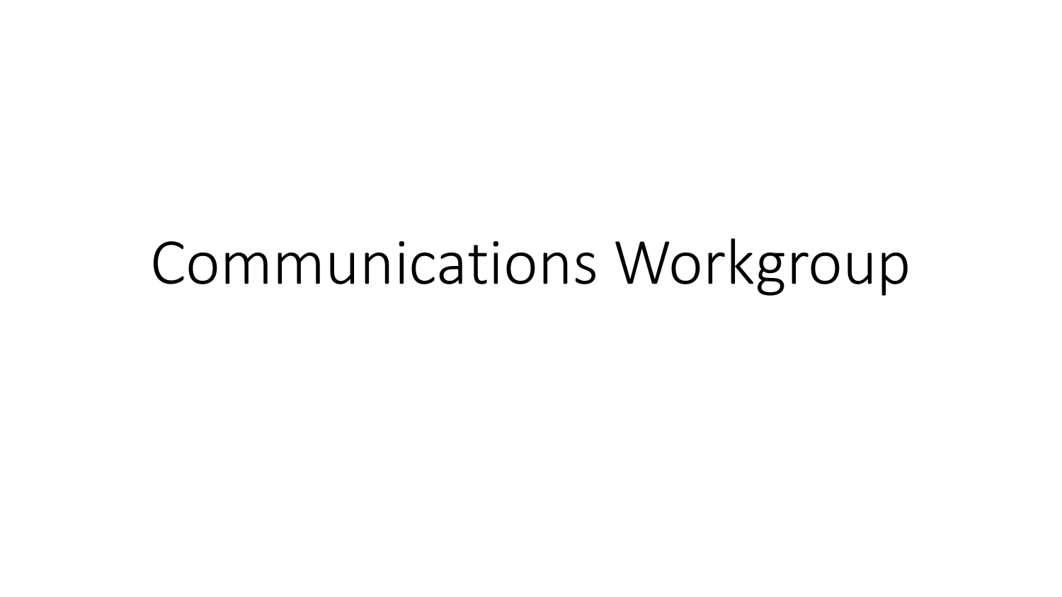# Communications Workgroup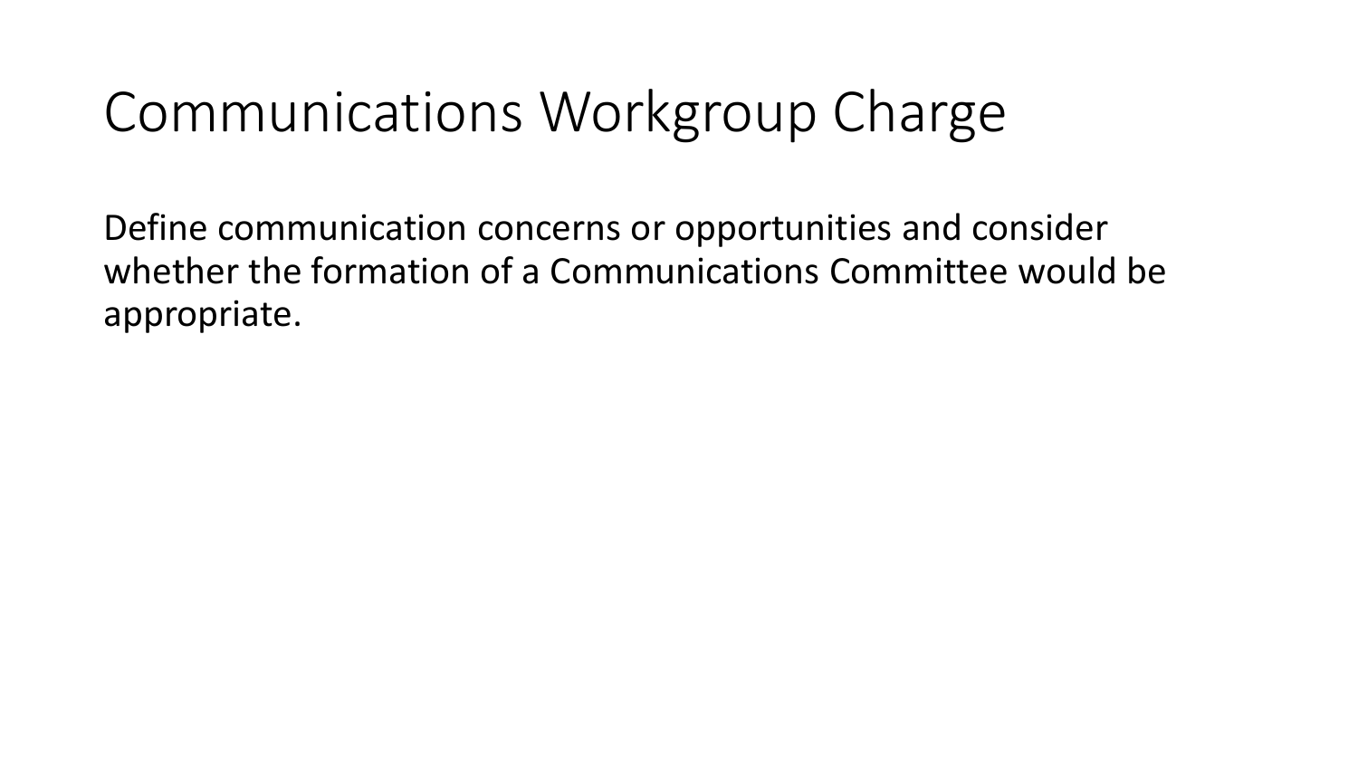# Communications Workgroup Charge

Define communication concerns or opportunities and consider whether the formation of a Communications Committee would be appropriate.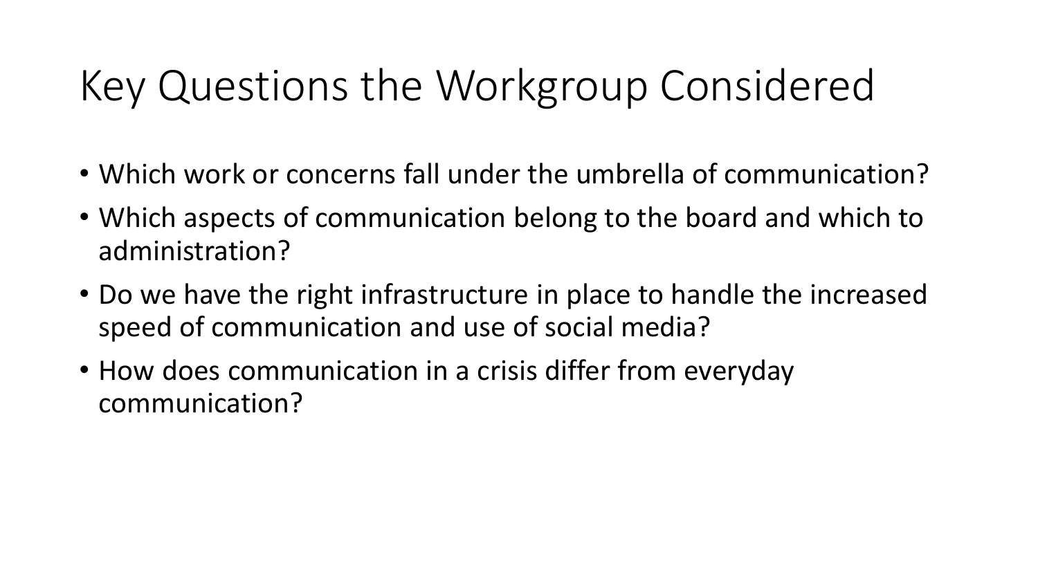# Key Questions the Workgroup Considered

- Which work or concerns fall under the umbrella of communication?
- Which aspects of communication belong to the board and which to administration?
- Do we have the right infrastructure in place to handle the increased speed of communication and use of social media?
- How does communication in a crisis differ from everyday communication?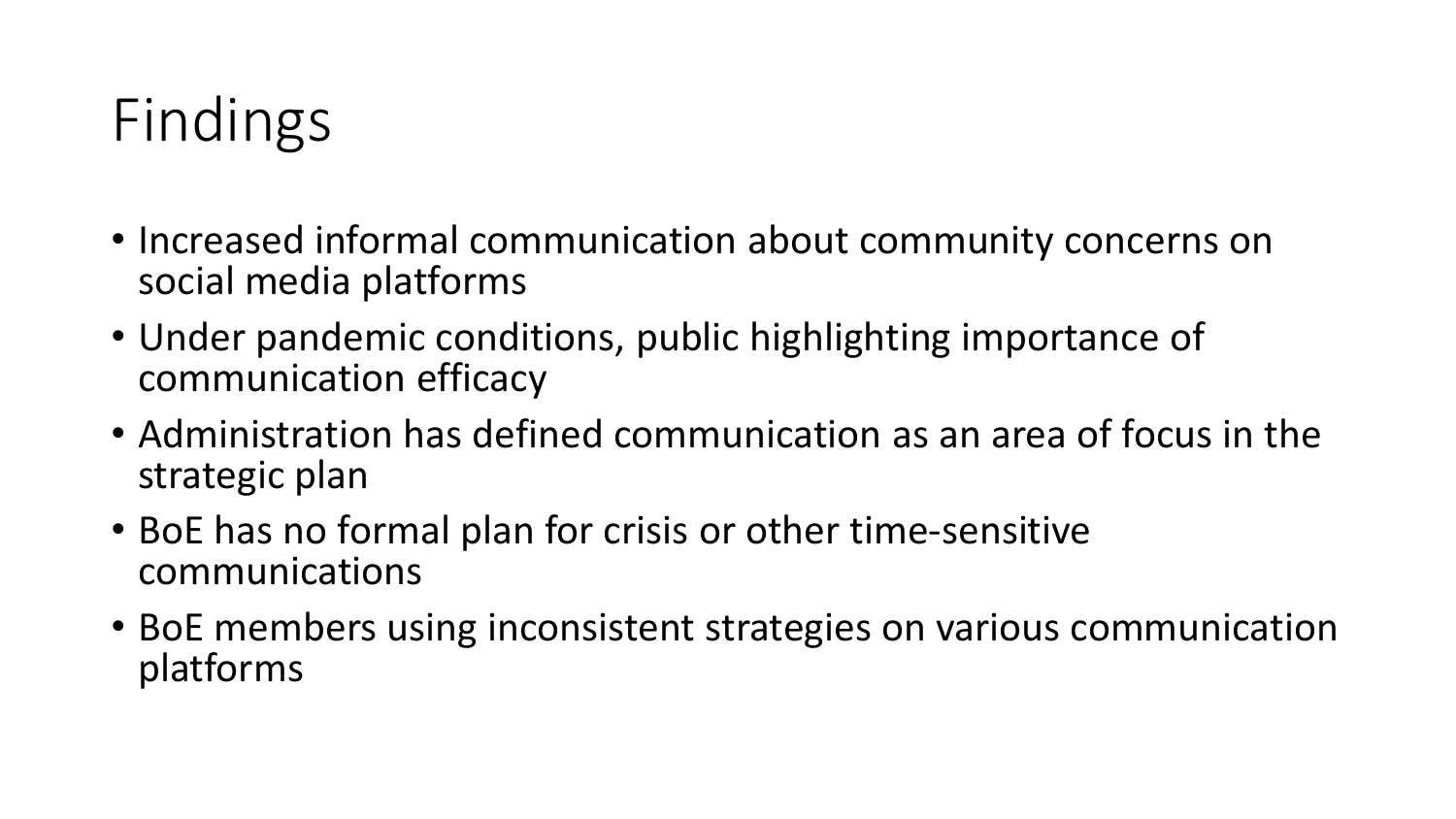# Findings

- Increased informal communication about community concerns on social media platforms
- Under pandemic conditions, public highlighting importance of communication efficacy
- Administration has defined communication as an area of focus in the strategic plan
- BoE has no formal plan for crisis or other time-sensitive communications
- BoE members using inconsistent strategies on various communication platforms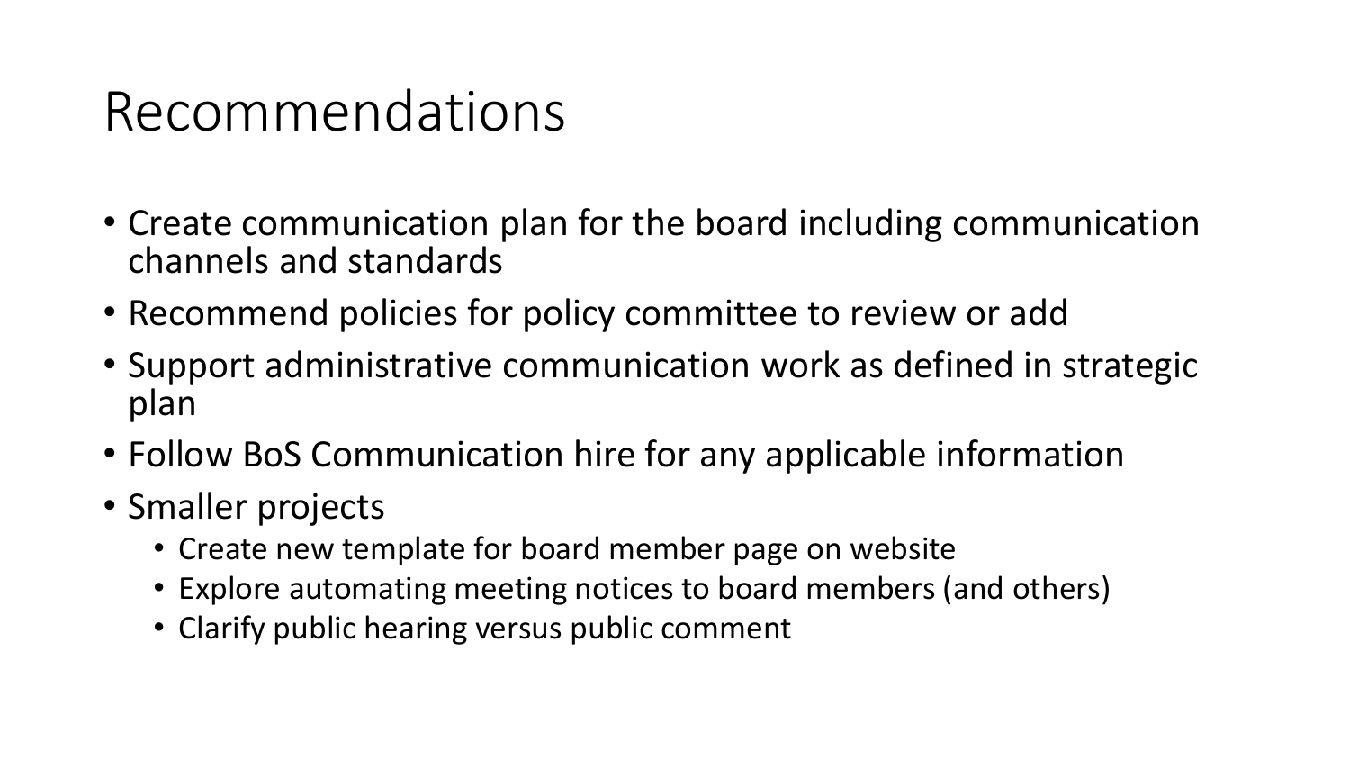# Recommendations

- Create communication plan for the board including communication channels and standards
- Recommend policies for policy committee to review or add
- Support administrative communication work as defined in strategic plan
- Follow BoS Communication hire for any applicable information
- Smaller projects
  - Create new template for board member page on website
  - Explore automating meeting notices to board members (and others)
  - Clarify public hearing versus public comment